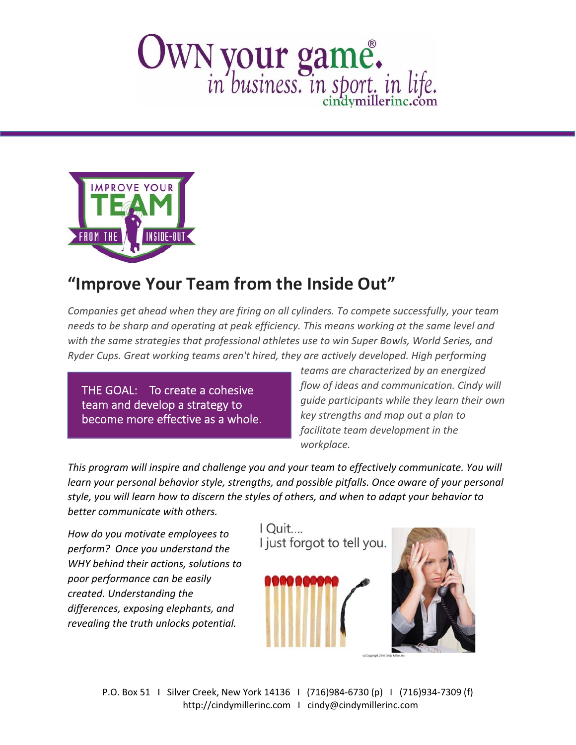# OWN your game.®
*in business. in sport. in life.*
cindymillerinc.com

IMPROVE YOUR TEAM FROM THE INSIDE-OUT

## "Improve Your Team from the Inside Out"

*Companies get ahead when they are firing on all cylinders. To compete successfully, your team needs to be sharp and operating at peak efficiency. This means working at the same level and with the same strategies that professional athletes use to win Super Bowls, World Series, and Ryder Cups. Great working teams aren't hired, they are actively developed. High performing teams are characterized by an energized flow of ideas and communication. Cindy will guide participants while they learn their own key strengths and map out a plan to facilitate team development in the workplace.*

THE GOAL: To create a cohesive team and develop a strategy to become more effective as a whole.

*This program will inspire and challenge you and your team to effectively communicate. You will learn your personal behavior style, strengths, and possible pitfalls. Once aware of your personal style, you will learn how to discern the styles of others, and when to adapt your behavior to better communicate with others.*

*How do you motivate employees to perform? Once you understand the WHY behind their actions, solutions to poor performance can be easily created. Understanding the differences, exposing elephants, and revealing the truth unlocks potential.*

I Quit....
I just forgot to tell you.

(c) Copyright 2016 Cindy Miller, Inc

P.O. Box 51 I Silver Creek, New York 14136 I (716)984-6730 (p) I (716)934-7309 (f)
http://cindymillerinc.com I cindy@cindymillerinc.com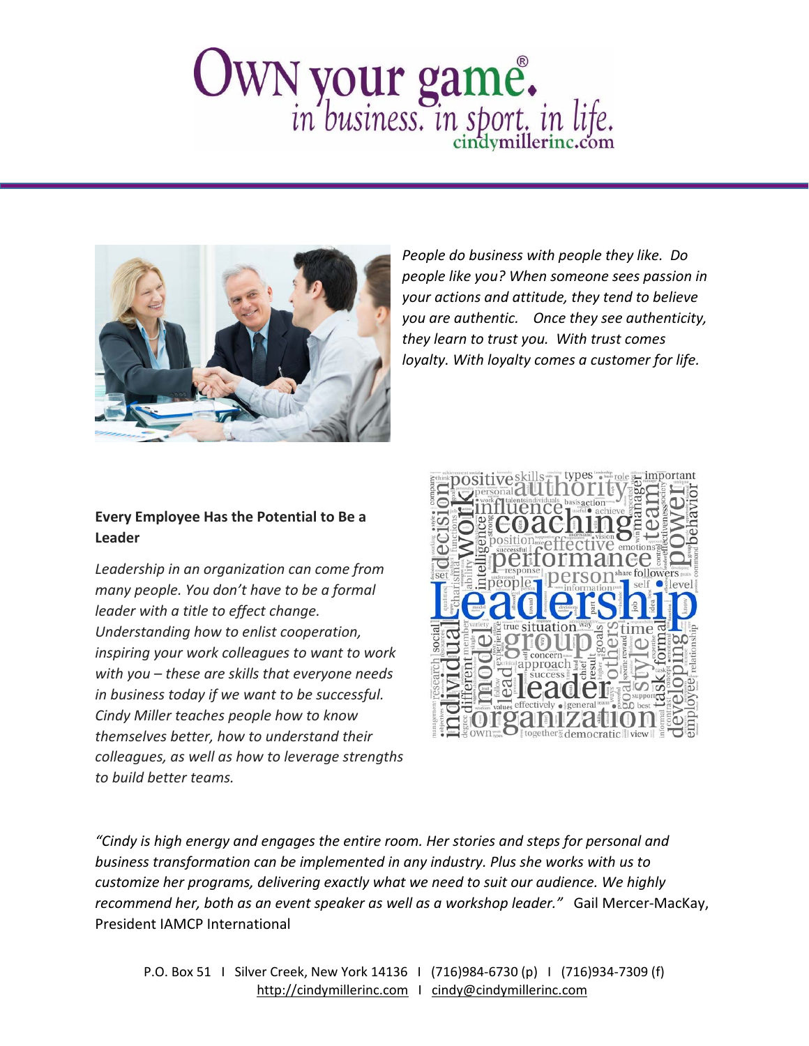# OWN your game.®

*in business. in sport. in life.*

cindymillerinc.com

*People do business with people they like. Do people like you? When someone sees passion in your actions and attitude, they tend to believe you are authentic. Once they see authenticity, they learn to trust you. With trust comes loyalty. With loyalty comes a customer for life.*

**Every Employee Has the Potential to Be a Leader**

*Leadership in an organization can come from many people. You don't have to be a formal leader with a title to effect change. Understanding how to enlist cooperation, inspiring your work colleagues to want to work with you – these are skills that everyone needs in business today if we want to be successful. Cindy Miller teaches people how to know themselves better, how to understand their colleagues, as well as how to leverage strengths to build better teams.*

*"Cindy is high energy and engages the entire room. Her stories and steps for personal and business transformation can be implemented in any industry. Plus she works with us to customize her programs, delivering exactly what we need to suit our audience. We highly recommend her, both as an event speaker as well as a workshop leader."* Gail Mercer-MacKay, President IAMCP International

P.O. Box 51 I Silver Creek, New York 14136 I (716)984-6730 (p) I (716)934-7309 (f)
http://cindymillerinc.com I cindy@cindymillerinc.com